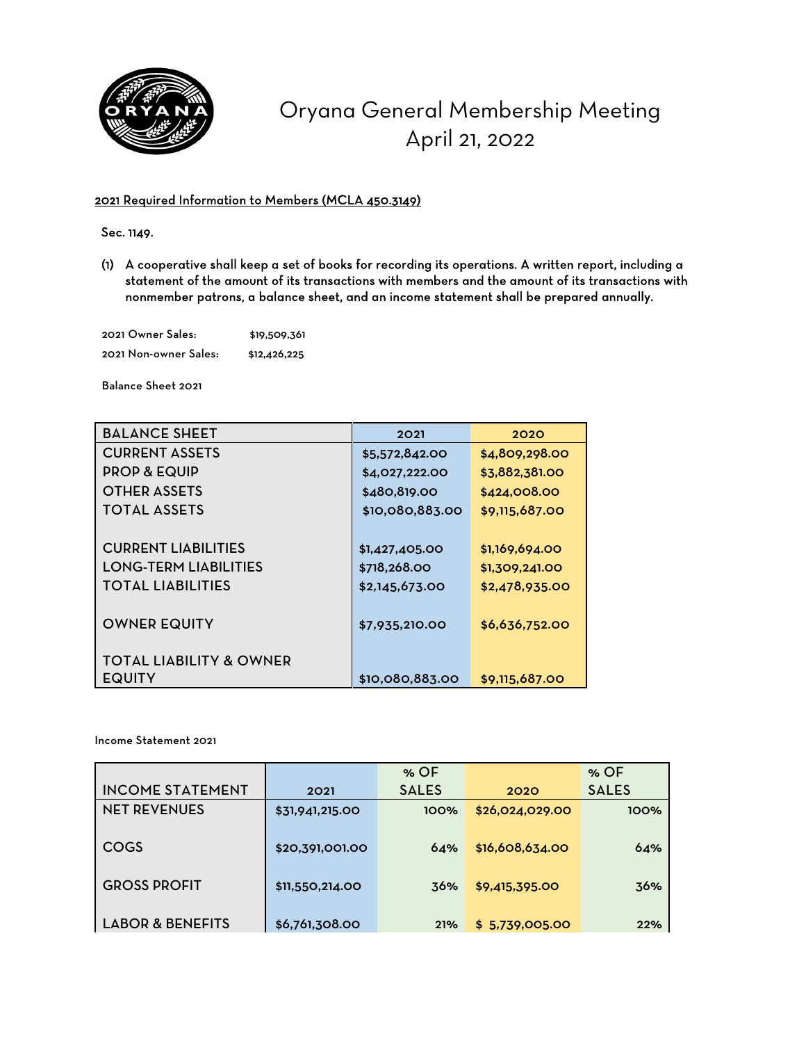# Oryana General Membership Meeting
## April 21, 2022

<u>2021 Required Information to Members (MCLA 450.3149)</u>

Sec. 1149.

(1) A cooperative shall keep a set of books for recording its operations. A written report, including a statement of the amount of its transactions with members and the amount of its transactions with nonmember patrons, a balance sheet, and an income statement shall be prepared annually.

| | |
|---|---|
| 2021 Owner Sales: | $19,509,361 |
| 2021 Non-owner Sales: | $12,426,225 |

Balance Sheet 2021

| BALANCE SHEET | 2021 | 2020 |
|---|---|---|
| CURRENT ASSETS | $5,572,842.00 | $4,809,298.00 |
| PROP & EQUIP | $4,027,222.00 | $3,882,381.00 |
| OTHER ASSETS | $480,819.00 | $424,008.00 |
| TOTAL ASSETS | $10,080,883.00 | $9,115,687.00 |
| | | |
| CURRENT LIABILITIES | $1,427,405.00 | $1,169,694.00 |
| LONG-TERM LIABILITIES | $718,268.00 | $1,309,241.00 |
| TOTAL LIABILITIES | $2,145,673.00 | $2,478,935.00 |
| | | |
| OWNER EQUITY | $7,935,210.00 | $6,636,752.00 |
| | | |
| TOTAL LIABILITY & OWNER EQUITY | $10,080,883.00 | $9,115,687.00 |

Income Statement 2021

| INCOME STATEMENT | 2021 | % OF SALES | 2020 | % OF SALES |
|---|---|---|---|---|
| NET REVENUES | $31,941,215.00 | 100% | $26,024,029.00 | 100% |
| COGS | $20,391,001.00 | 64% | $16,608,634.00 | 64% |
| GROSS PROFIT | $11,550,214.00 | 36% | $9,415,395.00 | 36% |
| LABOR & BENEFITS | $6,761,308.00 | 21% | $ 5,739,005.00 | 22% |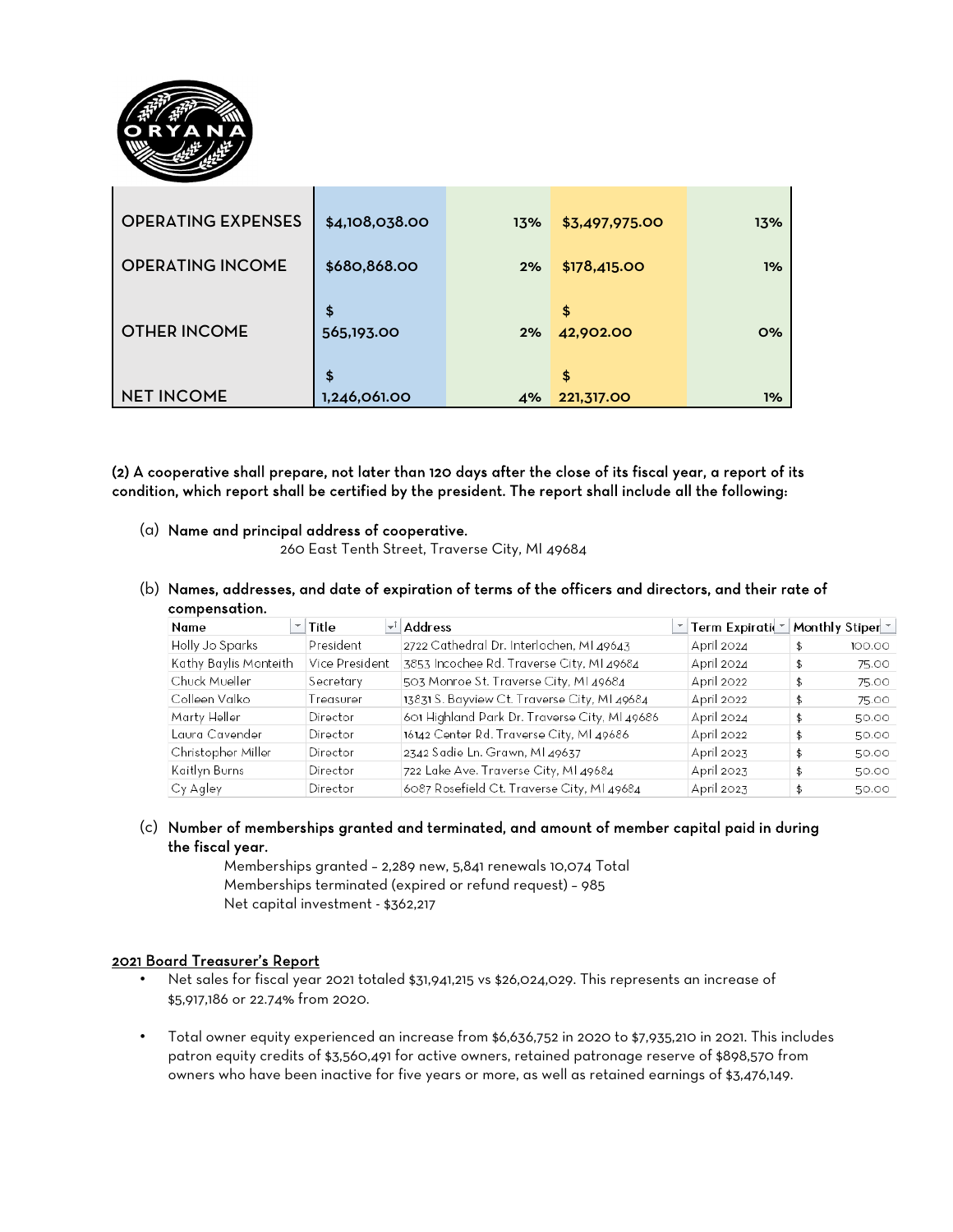| | | | | |
|---|---|---|---|---|
| OPERATING EXPENSES | $4,108,038.00 | 13% | $3,497,975.00 | 13% |
| OPERATING INCOME | $680,868.00 | 2% | $178,415.00 | 1% |
| OTHER INCOME | $ 565,193.00 | 2% | $ 42,902.00 | 0% |
| NET INCOME | $ 1,246,061.00 | 4% | $ 221,317.00 | 1% |

**(2) A cooperative shall prepare, not later than 120 days after the close of its fiscal year, a report of its condition, which report shall be certified by the president. The report shall include all the following:**

(a) **Name and principal address of cooperative.**

260 East Tenth Street, Traverse City, MI 49684

(b) **Names, addresses, and date of expiration of terms of the officers and directors, and their rate of compensation.**

| Name | Title | Address | Term Expiratio | Monthly Stipen |
|---|---|---|---|---|
| Holly Jo Sparks | President | 2722 Cathedral Dr. Interlochen, MI 49643 | April 2024 | $ 100.00 |
| Kathy Baylis Monteith | Vice President | 3853 Incochee Rd. Traverse City, MI 49684 | April 2024 | $ 75.00 |
| Chuck Mueller | Secretary | 503 Monroe St. Traverse City, MI 49684 | April 2022 | $ 75.00 |
| Colleen Valko | Treasurer | 13831 S. Bayview Ct. Traverse City, MI 49684 | April 2022 | $ 75.00 |
| Marty Heller | Director | 601 Highland Park Dr. Traverse City, MI 49686 | April 2024 | $ 50.00 |
| Laura Cavender | Director | 16142 Center Rd. Traverse City, MI 49686 | April 2022 | $ 50.00 |
| Christopher Miller | Director | 2342 Sadie Ln. Grawn, MI 49637 | April 2023 | $ 50.00 |
| Kaitlyn Burns | Director | 722 Lake Ave. Traverse City, MI 49684 | April 2023 | $ 50.00 |
| Cy Agley | Director | 6087 Rosefield Ct. Traverse City, MI 49684 | April 2023 | $ 50.00 |

(c) **Number of memberships granted and terminated, and amount of member capital paid in during the fiscal year.**

Memberships granted – 2,289 new, 5,841 renewals 10,074 Total
Memberships terminated (expired or refund request) – 985
Net capital investment - $362,217

**2021 Board Treasurer's Report**

- Net sales for fiscal year 2021 totaled $31,941,215 vs $26,024,029. This represents an increase of $5,917,186 or 22.74% from 2020.
- Total owner equity experienced an increase from $6,636,752 in 2020 to $7,935,210 in 2021. This includes patron equity credits of $3,560,491 for active owners, retained patronage reserve of $898,570 from owners who have been inactive for five years or more, as well as retained earnings of $3,476,149.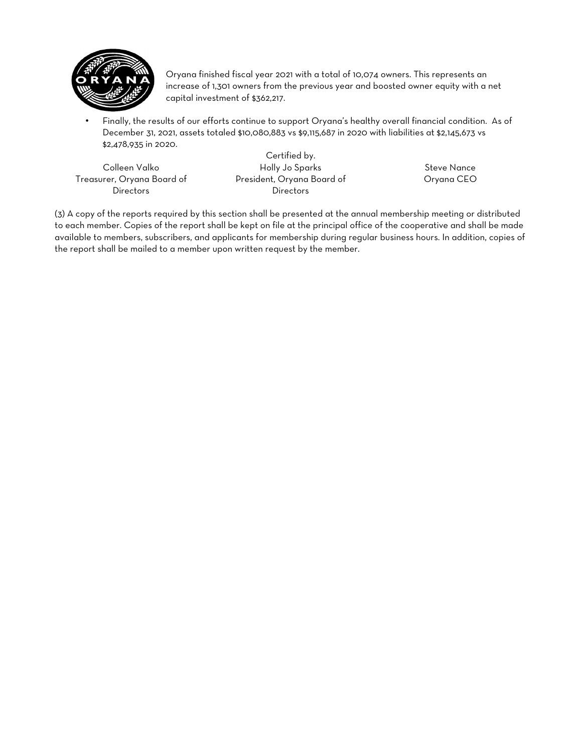Oryana finished fiscal year 2021 with a total of 10,074 owners. This represents an increase of 1,301 owners from the previous year and boosted owner equity with a net capital investment of $362,217.

- Finally, the results of our efforts continue to support Oryana's healthy overall financial condition. As of December 31, 2021, assets totaled $10,080,883 vs $9,115,687 in 2020 with liabilities at $2,145,673 vs $2,478,935 in 2020.

Certified by.

| | | |
|---|---|---|
| Colleen Valko | Holly Jo Sparks | Steve Nance |
| Treasurer, Oryana Board of Directors | President, Oryana Board of Directors | Oryana CEO |

(3) A copy of the reports required by this section shall be presented at the annual membership meeting or distributed to each member. Copies of the report shall be kept on file at the principal office of the cooperative and shall be made available to members, subscribers, and applicants for membership during regular business hours. In addition, copies of the report shall be mailed to a member upon written request by the member.